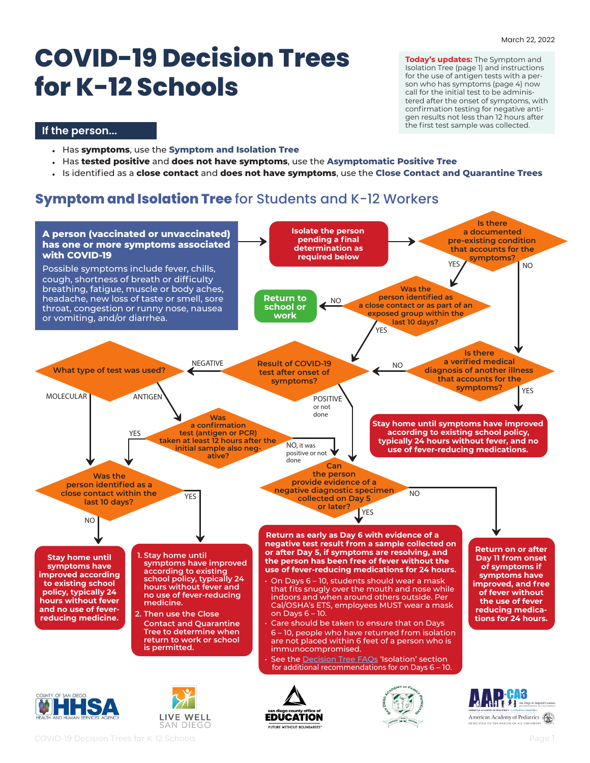March 22, 2022

# COVID-19 Decision Trees for K-12 Schools

**Today's updates:** The Symptom and Isolation Tree (page 1) and instructions for the use of antigen tests with a person who has symptoms (page 4) now call for the initial test to be administered after the onset of symptoms, with confirmation testing for negative antigen results not less than 12 hours after the first test sample was collected.

## If the person...

- Has **symptoms**, use the **Symptom and Isolation Tree**
- Has **tested positive** and **does not have symptoms**, use the **Asymptomatic Positive Tree**
- Is identified as a **close contact** and **does not have symptoms**, use the **Close Contact and Quarantine Trees**

## Symptom and Isolation Tree for Students and K-12 Workers

**A person (vaccinated or unvaccinated) has one or more symptoms associated with COVID-19**

Possible symptoms include fever, chills, cough, shortness of breath or difficulty breathing, fatigue, muscle or body aches, headache, new loss of taste or smell, sore throat, congestion or runny nose, nausea or vomiting, and/or diarrhea.

→ **Isolate the person pending a final determination as required below**

→ **Is there a documented pre-existing condition that accounts for the symptoms?**

- YES → **Was the person identified as a close contact or as part of an exposed group within the last 10 days?**
  - NO → **Return to school or work**
  - YES → **Result of COVID-19 test after onset of symptoms?**
- NO → **Is there a verified medical diagnosis of another illness that accounts for the symptoms?**
  - YES → **Stay home until symptoms have improved according to existing school policy, typically 24 hours without fever, and no use of fever-reducing medications.**
  - NO → **Result of COVID-19 test after onset of symptoms?**

**Result of COVID-19 test after onset of symptoms?**

- NEGATIVE → **What type of test was used?**
  - MOLECULAR → **Was the person identified as a close contact within the last 10 days?**
  - ANTIGEN → **Was a confirmation test (antigen or PCR) taken at least 12 hours after the initial sample also negative?**
    - YES → **Was the person identified as a close contact within the last 10 days?**
    - NO, it was positive or not done → **Can the person provide evidence of a negative diagnostic specimen collected on Day 5 or later?**
- POSITIVE or not done → **Can the person provide evidence of a negative diagnostic specimen collected on Day 5 or later?**

**Was the person identified as a close contact within the last 10 days?**

- NO → **Stay home until symptoms have improved according to existing school policy, typically 24 hours without fever and no use of fever-reducing medicine.**
- YES →
  1. **Stay home until symptoms have improved according to existing school policy, typically 24 hours without fever and no use of fever-reducing medicine.**
  2. **Then use the Close Contact and Quarantine Tree to determine when return to work or school is permitted.**

**Can the person provide evidence of a negative diagnostic specimen collected on Day 5 or later?**

- YES → **Return as early as Day 6 with evidence of a negative test result from a sample collected on or after Day 5, if symptoms are resolving, and the person has been free of fever without the use of fever-reducing medications for 24 hours.**
  - On Days 6 – 10, students should wear a mask that fits snugly over the mouth and nose while indoors and when around others outside. Per Cal/OSHA's ETS, employees MUST wear a mask on Days 6 – 10.
  - Care should be taken to ensure that on Days 6 – 10, people who have returned from isolation are not placed within 6 feet of a person who is immunocompromised.
  - See the Decision Tree FAQs 'Isolation' section for additional recommendations for on Days 6 – 10.
- NO → **Return on or after Day 11 from onset of symptoms if symptoms have improved, and free of fever without the use of fever reducing medications for 24 hours.**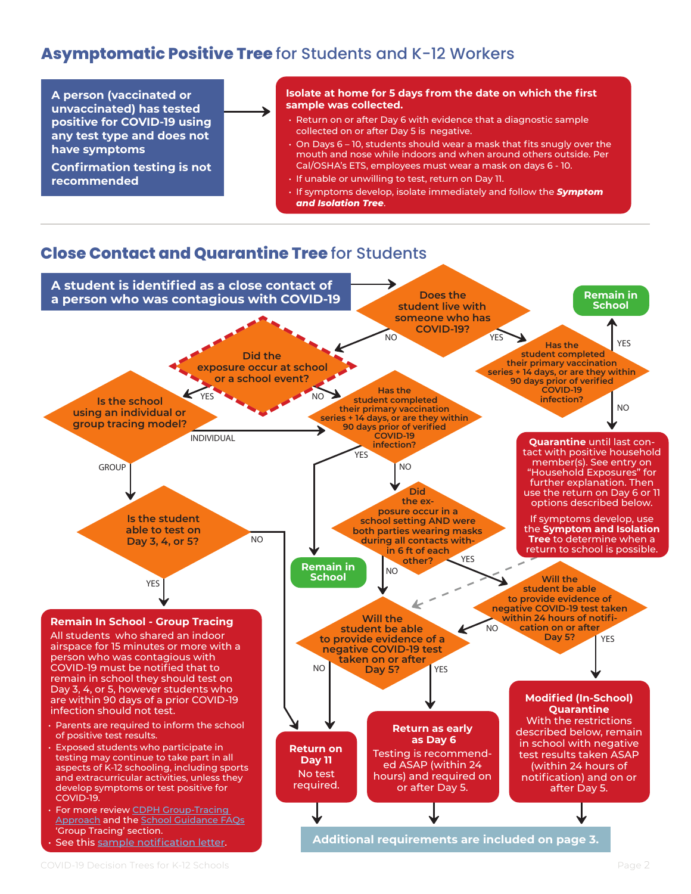## **Asymptomatic Positive Tree** for Students and K-12 Workers

**A person (vaccinated or unvaccinated) has tested positive for COVID-19 using any test type and does not have symptoms**

**Confirmation testing is not recommended**

→

**Isolate at home for 5 days from the date on which the first sample was collected.**

- Return on or after Day 6 with evidence that a diagnostic sample collected on or after Day 5 is negative.
- On Days 6 – 10, students should wear a mask that fits snugly over the mouth and nose while indoors and when around others outside. Per Cal/OSHA's ETS, employees must wear a mask on days 6 - 10.
- If unable or unwilling to test, return on Day 11.
- If symptoms develop, isolate immediately and follow the ***Symptom and Isolation Tree***.

---

## **Close Contact and Quarantine Tree** for Students

**A student is identified as a close contact of a person who was contagious with COVID-19**

→ **Does the student live with someone who has COVID-19?**

- YES → **Has the student completed their primary vaccination series + 14 days, or are they within 90 days prior of verified COVID-19 infection?**
  - YES → **Remain in School**
  - NO → **Quarantine** until last contact with positive household member(s). See entry on "Household Exposures" for further explanation. Then use the return on Day 6 or 11 options described below.
    If symptoms develop, use the **Symptom and Isolation Tree** to determine when a return to school is possible.
- NO → **Did the exposure occur at school or a school event?**
  - YES → **Is the school using an individual or group tracing model?**
    - INDIVIDUAL → (go to "Has the student completed their primary vaccination series + 14 days, or are they within 90 days prior of verified COVID-19 infection?")
    - GROUP → **Is the student able to test on Day 3, 4, or 5?**
      - YES → **Remain In School - Group Tracing**
      - NO → **Return on Day 11**
  - NO → **Has the student completed their primary vaccination series + 14 days, or are they within 90 days prior of verified COVID-19 infection?**
    - YES → **Remain in School**
    - NO → **Did the exposure occur in a school setting AND were both parties wearing masks during all contacts within 6 ft of each other?**
      - YES → **Will the student be able to provide evidence of negative COVID-19 test taken within 24 hours of notification on or after Day 5?**
        - YES → **Modified (In-School) Quarantine**
        - NO → **Will the student be able to provide evidence of a negative COVID-19 test taken on or after Day 5?**
      - NO → **Will the student be able to provide evidence of a negative COVID-19 test taken on or after Day 5?**
        - YES → **Return as early as Day 6**
        - NO → **Return on Day 11**

**Remain In School - Group Tracing**

All students who shared an indoor airspace for 15 minutes or more with a person who was contagious with COVID-19 must be notified that to remain in school they should test on Day 3, 4, or 5, however students who are within 90 days of a prior COVID-19 infection should not test.

- Parents are required to inform the school of positive test results.
- Exposed students who participate in testing may continue to take part in all aspects of K-12 schooling, including sports and extracurricular activities, unless they develop symptoms or test positive for COVID-19.
- For more review CDPH Group-Tracing Approach and the School Guidance FAQs 'Group Tracing' section.
- See this sample notification letter.

**Return on Day 11**

No test required.

**Return as early as Day 6**

Testing is recommended ASAP (within 24 hours) and required on or after Day 5.

**Modified (In-School) Quarantine**

With the restrictions described below, remain in school with negative test results taken ASAP (within 24 hours of notification) and on or after Day 5.

**Additional requirements are included on page 3.**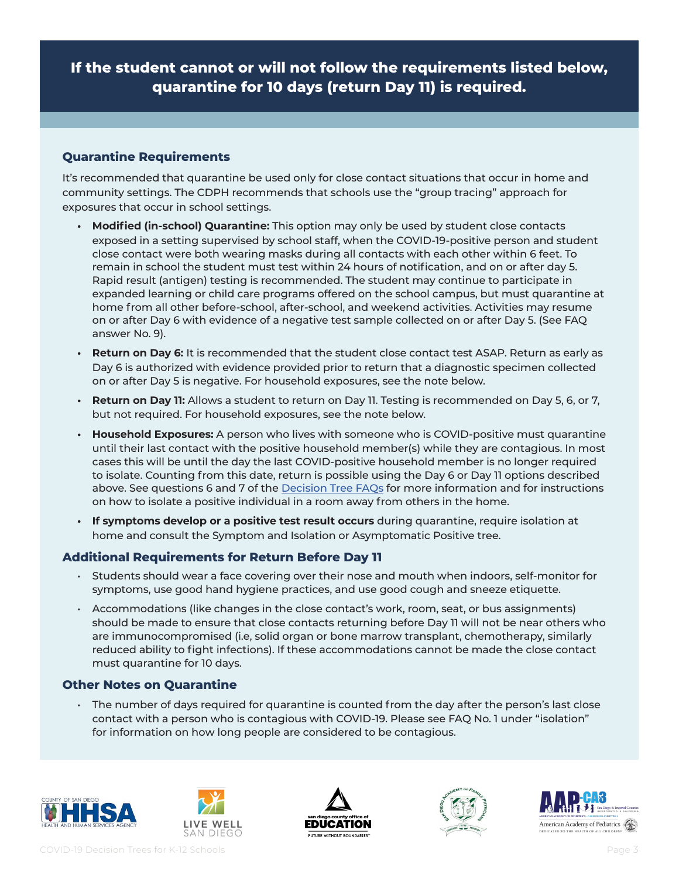**If the student cannot or will not follow the requirements listed below, quarantine for 10 days (return Day 11) is required.**

## Quarantine Requirements

It's recommended that quarantine be used only for close contact situations that occur in home and community settings. The CDPH recommends that schools use the "group tracing" approach for exposures that occur in school settings.

- **Modified (in-school) Quarantine:** This option may only be used by student close contacts exposed in a setting supervised by school staff, when the COVID-19-positive person and student close contact were both wearing masks during all contacts with each other within 6 feet. To remain in school the student must test within 24 hours of notification, and on or after day 5. Rapid result (antigen) testing is recommended. The student may continue to participate in expanded learning or child care programs offered on the school campus, but must quarantine at home from all other before-school, after-school, and weekend activities. Activities may resume on or after Day 6 with evidence of a negative test sample collected on or after Day 5. (See FAQ answer No. 9).
- **Return on Day 6:** It is recommended that the student close contact test ASAP. Return as early as Day 6 is authorized with evidence provided prior to return that a diagnostic specimen collected on or after Day 5 is negative. For household exposures, see the note below.
- **Return on Day 11:** Allows a student to return on Day 11. Testing is recommended on Day 5, 6, or 7, but not required. For household exposures, see the note below.
- **Household Exposures:** A person who lives with someone who is COVID-positive must quarantine until their last contact with the positive household member(s) while they are contagious. In most cases this will be until the day the last COVID-positive household member is no longer required to isolate. Counting from this date, return is possible using the Day 6 or Day 11 options described above. See questions 6 and 7 of the Decision Tree FAQs for more information and for instructions on how to isolate a positive individual in a room away from others in the home.
- **If symptoms develop or a positive test result occurs** during quarantine, require isolation at home and consult the Symptom and Isolation or Asymptomatic Positive tree.

## Additional Requirements for Return Before Day 11

- Students should wear a face covering over their nose and mouth when indoors, self-monitor for symptoms, use good hand hygiene practices, and use good cough and sneeze etiquette.
- Accommodations (like changes in the close contact's work, room, seat, or bus assignments) should be made to ensure that close contacts returning before Day 11 will not be near others who are immunocompromised (i.e, solid organ or bone marrow transplant, chemotherapy, similarly reduced ability to fight infections). If these accommodations cannot be made the close contact must quarantine for 10 days.

## Other Notes on Quarantine

- The number of days required for quarantine is counted from the day after the person's last close contact with a person who is contagious with COVID-19. Please see FAQ No. 1 under "isolation" for information on how long people are considered to be contagious.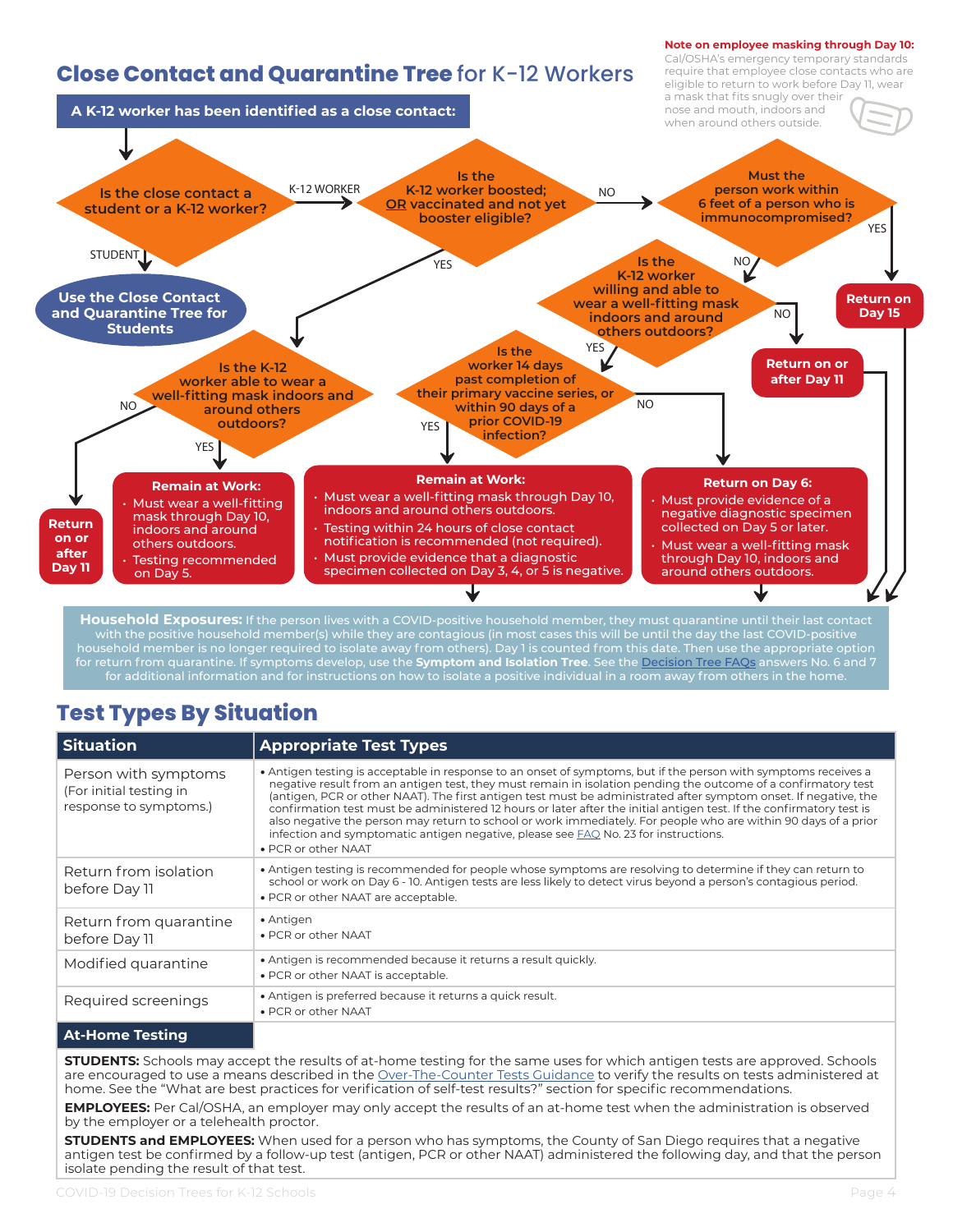# Close Contact and Quarantine Tree for K-12 Workers

**Note on employee masking through Day 10:** Cal/OSHA's emergency temporary standards require that employee close contacts who are eligible to return to work before Day 11, wear a mask that fits snugly over their nose and mouth, indoors and when around others outside.

**A K-12 worker has been identified as a close contact:**

Is the close contact a student or a K-12 worker?

STUDENT

**Use the Close Contact and Quarantine Tree for Students**

K-12 WORKER

Is the K-12 worker boosted; OR vaccinated and not yet booster eligible?

YES

Is the K-12 worker able to wear a well-fitting mask indoors and around others outdoors?

NO

**Return on or after Day 11**

YES

**Remain at Work:**
- Must wear a well-fitting mask through Day 10, indoors and around others outdoors.
- Testing recommended on Day 5.

NO

Must the person work within 6 feet of a person who is immunocompromised?

YES

**Return on Day 15**

NO

Is the K-12 worker willing and able to wear a well-fitting mask indoors and around others outdoors?

NO

**Return on or after Day 11**

YES

Is the worker 14 days past completion of their primary vaccine series, or within 90 days of a prior COVID-19 infection?

YES

**Remain at Work:**
- Must wear a well-fitting mask through Day 10, indoors and around others outdoors.
- Testing within 24 hours of close contact notification is recommended (not required).
- Must provide evidence that a diagnostic specimen collected on Day 3, 4, or 5 is negative.

NO

**Return on Day 6:**
- Must provide evidence of a negative diagnostic specimen collected on Day 5 or later.
- Must wear a well-fitting mask through Day 10, indoors and around others outdoors.

**Household Exposures:** If the person lives with a COVID-positive household member, they must quarantine until their last contact with the positive household member(s) while they are contagious (in most cases this will be until the day the last COVID-positive household member is no longer required to isolate away from others). Day 1 is counted from this date. Then use the appropriate option for return from quarantine. If symptoms develop, use the **Symptom and Isolation Tree**. See the Decision Tree FAQs answers No. 6 and 7 for additional information and for instructions on how to isolate a positive individual in a room away from others in the home.

## Test Types By Situation

| Situation | Appropriate Test Types |
|---|---|
| Person with symptoms (For initial testing in response to symptoms.) | • Antigen testing is acceptable in response to an onset of symptoms, but if the person with symptoms receives a negative result from an antigen test, they must remain in isolation pending the outcome of a confirmatory test (antigen, PCR or other NAAT). The first antigen test must be administrated after symptom onset. If negative, the confirmation test must be administered 12 hours or later after the initial antigen test. If the confirmatory test is also negative the person may return to school or work immediately. For people who are within 90 days of a prior infection and symptomatic antigen negative, please see FAQ No. 23 for instructions. <br>• PCR or other NAAT |
| Return from isolation before Day 11 | • Antigen testing is recommended for people whose symptoms are resolving to determine if they can return to school or work on Day 6 - 10. Antigen tests are less likely to detect virus beyond a person's contagious period. <br>• PCR or other NAAT are acceptable. |
| Return from quarantine before Day 11 | • Antigen <br>• PCR or other NAAT |
| Modified quarantine | • Antigen is recommended because it returns a result quickly. <br>• PCR or other NAAT is acceptable. |
| Required screenings | • Antigen is preferred because it returns a quick result. <br>• PCR or other NAAT |

### At-Home Testing

**STUDENTS:** Schools may accept the results of at-home testing for the same uses for which antigen tests are approved. Schools are encouraged to use a means described in the Over-The-Counter Tests Guidance to verify the results on tests administered at home. See the "What are best practices for verification of self-test results?" section for specific recommendations.

**EMPLOYEES:** Per Cal/OSHA, an employer may only accept the results of an at-home test when the administration is observed by the employer or a telehealth proctor.

**STUDENTS and EMPLOYEES:** When used for a person who has symptoms, the County of San Diego requires that a negative antigen test be confirmed by a follow-up test (antigen, PCR or other NAAT) administered the following day, and that the person isolate pending the result of that test.